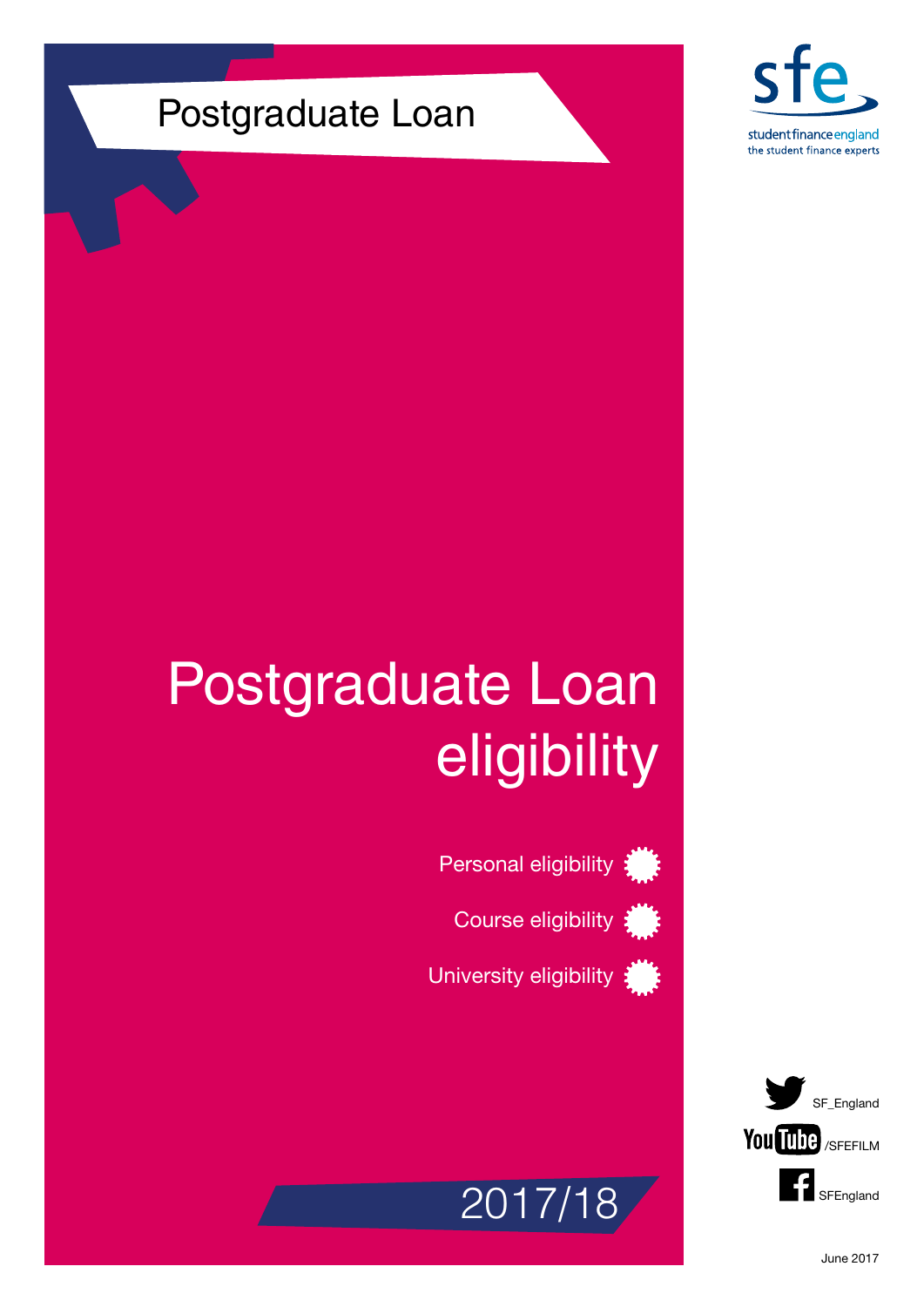Postgraduate Loan

sfe

student finance england
the student finance experts

# Postgraduate Loan eligibility

Personal eligibility

Course eligibility

University eligibility

2017/18

SF_England

/SFEFILM

SFEngland

June 2017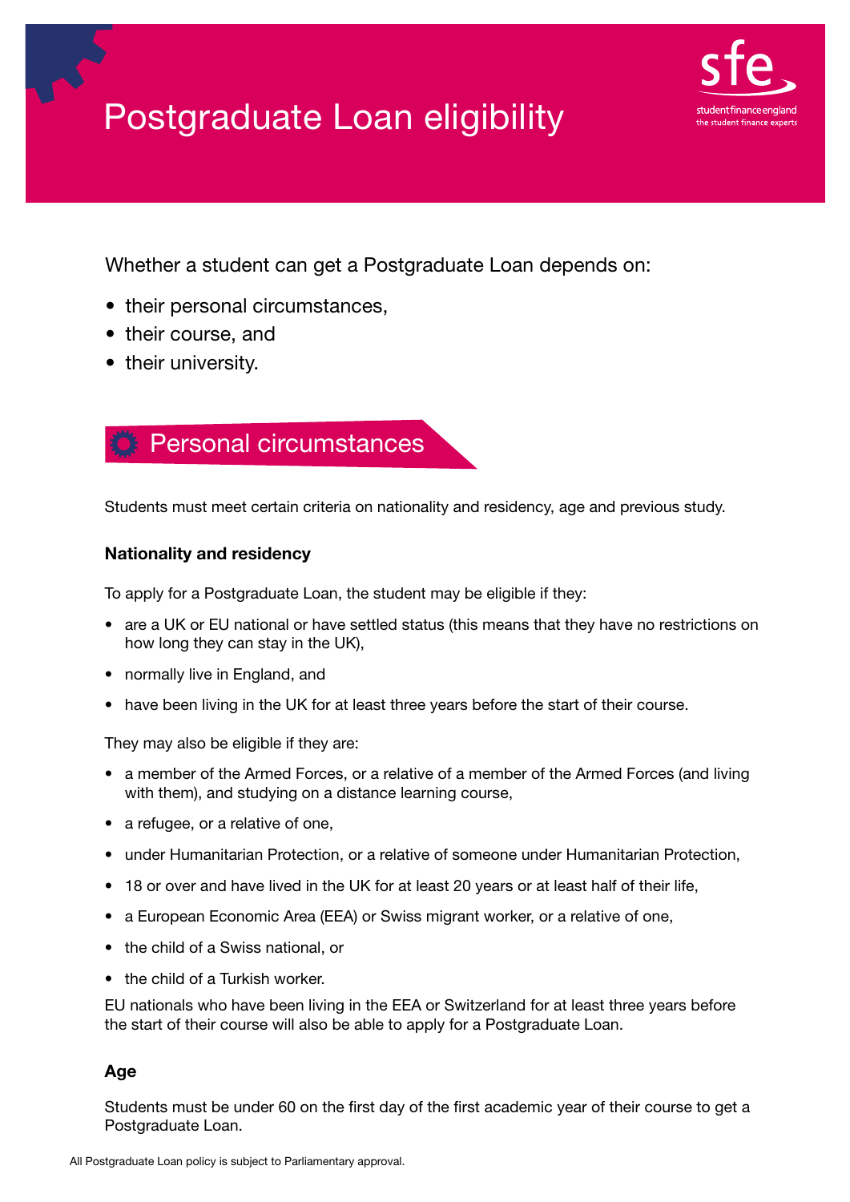# Postgraduate Loan eligibility

Whether a student can get a Postgraduate Loan depends on:

- their personal circumstances,
- their course, and
- their university.

## Personal circumstances

Students must meet certain criteria on nationality and residency, age and previous study.

### Nationality and residency

To apply for a Postgraduate Loan, the student may be eligible if they:

- are a UK or EU national or have settled status (this means that they have no restrictions on how long they can stay in the UK),
- normally live in England, and
- have been living in the UK for at least three years before the start of their course.

They may also be eligible if they are:

- a member of the Armed Forces, or a relative of a member of the Armed Forces (and living with them), and studying on a distance learning course,
- a refugee, or a relative of one,
- under Humanitarian Protection, or a relative of someone under Humanitarian Protection,
- 18 or over and have lived in the UK for at least 20 years or at least half of their life,
- a European Economic Area (EEA) or Swiss migrant worker, or a relative of one,
- the child of a Swiss national, or
- the child of a Turkish worker.

EU nationals who have been living in the EEA or Switzerland for at least three years before the start of their course will also be able to apply for a Postgraduate Loan.

### Age

Students must be under 60 on the first day of the first academic year of their course to get a Postgraduate Loan.

All Postgraduate Loan policy is subject to Parliamentary approval.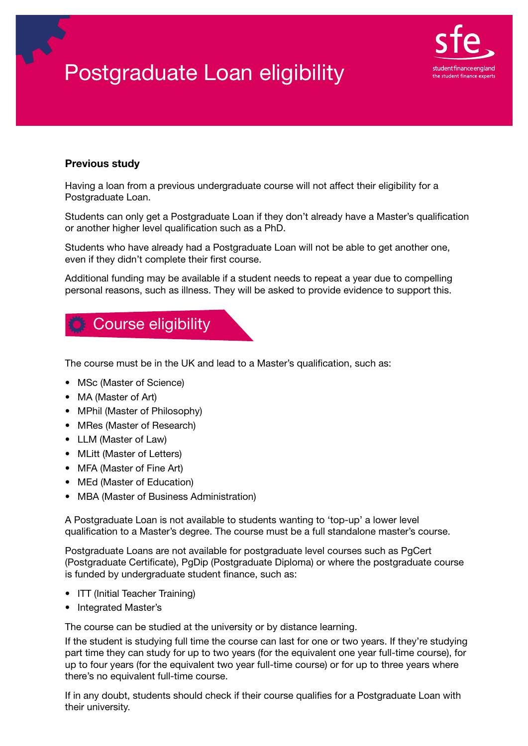# Postgraduate Loan eligibility

### Previous study

Having a loan from a previous undergraduate course will not affect their eligibility for a Postgraduate Loan.

Students can only get a Postgraduate Loan if they don't already have a Master's qualification or another higher level qualification such as a PhD.

Students who have already had a Postgraduate Loan will not be able to get another one, even if they didn't complete their first course.

Additional funding may be available if a student needs to repeat a year due to compelling personal reasons, such as illness. They will be asked to provide evidence to support this.

## Course eligibility

The course must be in the UK and lead to a Master's qualification, such as:

- MSc (Master of Science)
- MA (Master of Art)
- MPhil (Master of Philosophy)
- MRes (Master of Research)
- LLM (Master of Law)
- MLitt (Master of Letters)
- MFA (Master of Fine Art)
- MEd (Master of Education)
- MBA (Master of Business Administration)

A Postgraduate Loan is not available to students wanting to 'top-up' a lower level qualification to a Master's degree. The course must be a full standalone master's course.

Postgraduate Loans are not available for postgraduate level courses such as PgCert (Postgraduate Certificate), PgDip (Postgraduate Diploma) or where the postgraduate course is funded by undergraduate student finance, such as:

- ITT (Initial Teacher Training)
- Integrated Master's

The course can be studied at the university or by distance learning.

If the student is studying full time the course can last for one or two years. If they're studying part time they can study for up to two years (for the equivalent one year full-time course), for up to four years (for the equivalent two year full-time course) or for up to three years where there's no equivalent full-time course.

If in any doubt, students should check if their course qualifies for a Postgraduate Loan with their university.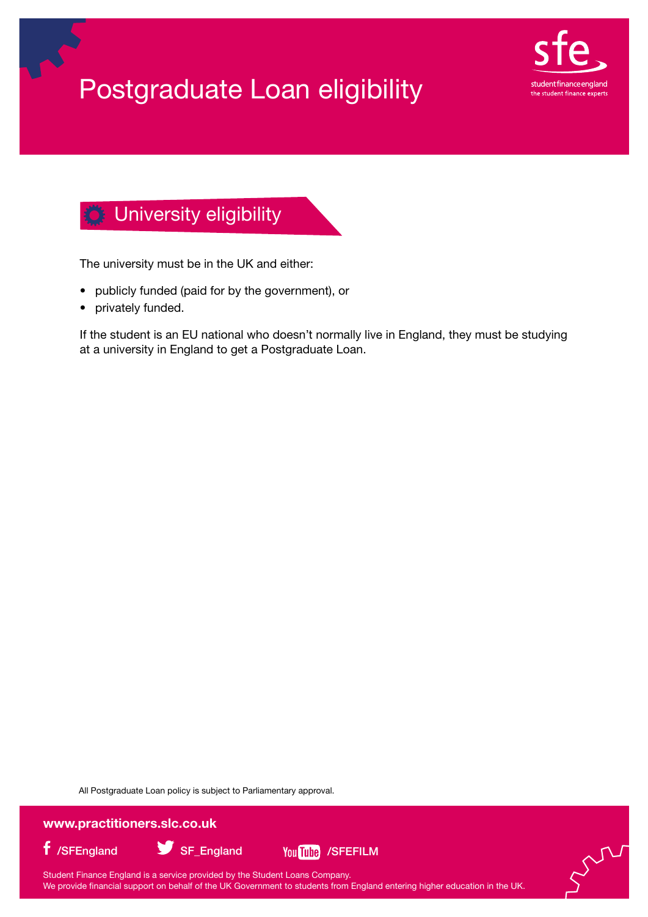# Postgraduate Loan eligibility

## University eligibility

The university must be in the UK and either:

- publicly funded (paid for by the government), or
- privately funded.

If the student is an EU national who doesn't normally live in England, they must be studying at a university in England to get a Postgraduate Loan.

All Postgraduate Loan policy is subject to Parliamentary approval.

**www.practitioners.slc.co.uk**

**/SFEngland** **SF_England** **/SFEFILM**

Student Finance England is a service provided by the Student Loans Company.
We provide financial support on behalf of the UK Government to students from England entering higher education in the UK.